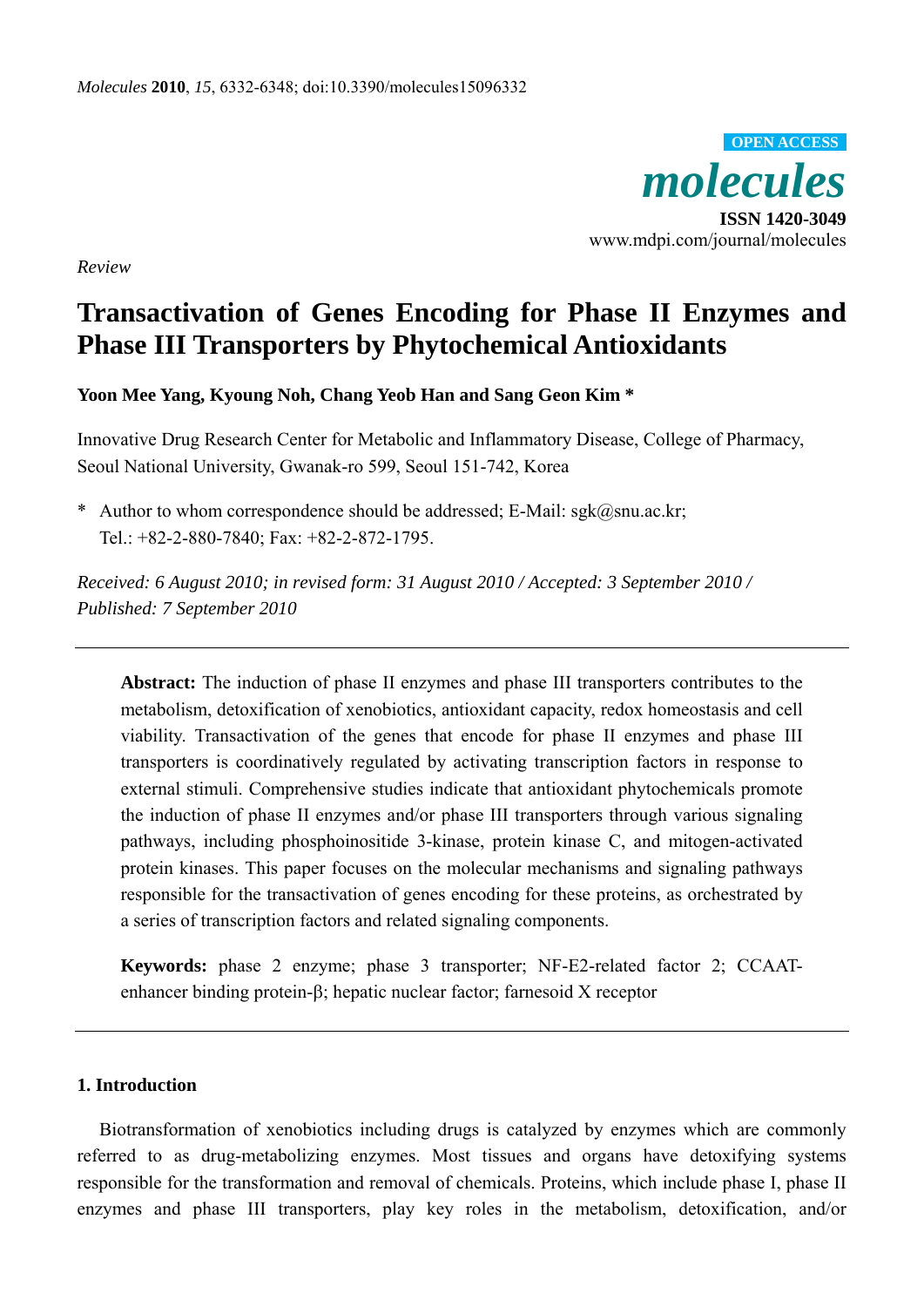*Molecules* **2010**, *15*, 6332-6348; doi:10.3390/molecules15096332

OPEN ACCESS

***molecules***

**ISSN 1420-3049**

www.mdpi.com/journal/molecules

*Review*

# Transactivation of Genes Encoding for Phase II Enzymes and Phase III Transporters by Phytochemical Antioxidants

**Yoon Mee Yang, Kyoung Noh, Chang Yeob Han and Sang Geon Kim \***

Innovative Drug Research Center for Metabolic and Inflammatory Disease, College of Pharmacy, Seoul National University, Gwanak-ro 599, Seoul 151-742, Korea

\* Author to whom correspondence should be addressed; E-Mail: sgk@snu.ac.kr; Tel.: +82-2-880-7840; Fax: +82-2-872-1795.

*Received: 6 August 2010; in revised form: 31 August 2010 / Accepted: 3 September 2010 / Published: 7 September 2010*

**Abstract:** The induction of phase II enzymes and phase III transporters contributes to the metabolism, detoxification of xenobiotics, antioxidant capacity, redox homeostasis and cell viability. Transactivation of the genes that encode for phase II enzymes and phase III transporters is coordinatively regulated by activating transcription factors in response to external stimuli. Comprehensive studies indicate that antioxidant phytochemicals promote the induction of phase II enzymes and/or phase III transporters through various signaling pathways, including phosphoinositide 3-kinase, protein kinase C, and mitogen-activated protein kinases. This paper focuses on the molecular mechanisms and signaling pathways responsible for the transactivation of genes encoding for these proteins, as orchestrated by a series of transcription factors and related signaling components.

**Keywords:** phase 2 enzyme; phase 3 transporter; NF-E2-related factor 2; CCAAT-enhancer binding protein-β; hepatic nuclear factor; farnesoid X receptor

## 1. Introduction

Biotransformation of xenobiotics including drugs is catalyzed by enzymes which are commonly referred to as drug-metabolizing enzymes. Most tissues and organs have detoxifying systems responsible for the transformation and removal of chemicals. Proteins, which include phase I, phase II enzymes and phase III transporters, play key roles in the metabolism, detoxification, and/or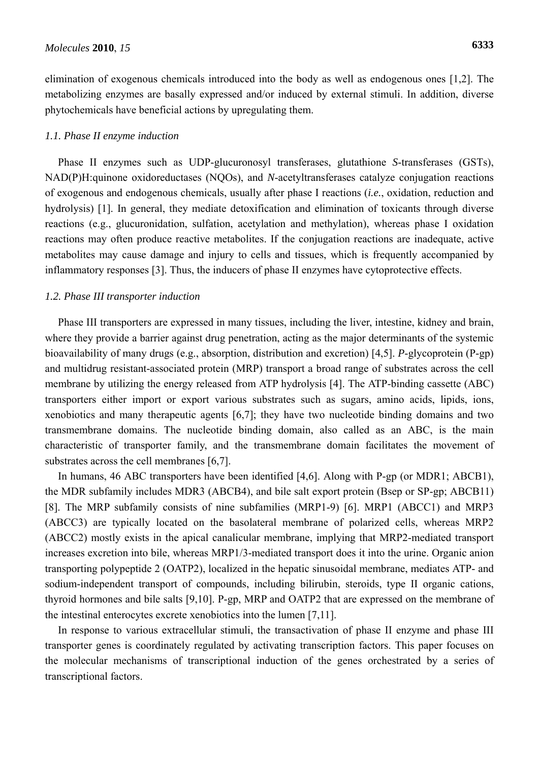elimination of exogenous chemicals introduced into the body as well as endogenous ones [1,2]. The metabolizing enzymes are basally expressed and/or induced by external stimuli. In addition, diverse phytochemicals have beneficial actions by upregulating them.

### *1.1. Phase II enzyme induction*

Phase II enzymes such as UDP-glucuronosyl transferases, glutathione *S*-transferases (GSTs), NAD(P)H:quinone oxidoreductases (NQOs), and *N*-acetyltransferases catalyze conjugation reactions of exogenous and endogenous chemicals, usually after phase I reactions (*i.e.*, oxidation, reduction and hydrolysis) [1]. In general, they mediate detoxification and elimination of toxicants through diverse reactions (e.g., glucuronidation, sulfation, acetylation and methylation), whereas phase I oxidation reactions may often produce reactive metabolites. If the conjugation reactions are inadequate, active metabolites may cause damage and injury to cells and tissues, which is frequently accompanied by inflammatory responses [3]. Thus, the inducers of phase II enzymes have cytoprotective effects.

### *1.2. Phase III transporter induction*

Phase III transporters are expressed in many tissues, including the liver, intestine, kidney and brain, where they provide a barrier against drug penetration, acting as the major determinants of the systemic bioavailability of many drugs (e.g., absorption, distribution and excretion) [4,5]. *P*-glycoprotein (P-gp) and multidrug resistant-associated protein (MRP) transport a broad range of substrates across the cell membrane by utilizing the energy released from ATP hydrolysis [4]. The ATP-binding cassette (ABC) transporters either import or export various substrates such as sugars, amino acids, lipids, ions, xenobiotics and many therapeutic agents [6,7]; they have two nucleotide binding domains and two transmembrane domains. The nucleotide binding domain, also called as an ABC, is the main characteristic of transporter family, and the transmembrane domain facilitates the movement of substrates across the cell membranes [6,7].

In humans, 46 ABC transporters have been identified [4,6]. Along with P-gp (or MDR1; ABCB1), the MDR subfamily includes MDR3 (ABCB4), and bile salt export protein (Bsep or SP-gp; ABCB11) [8]. The MRP subfamily consists of nine subfamilies (MRP1-9) [6]. MRP1 (ABCC1) and MRP3 (ABCC3) are typically located on the basolateral membrane of polarized cells, whereas MRP2 (ABCC2) mostly exists in the apical canalicular membrane, implying that MRP2-mediated transport increases excretion into bile, whereas MRP1/3-mediated transport does it into the urine. Organic anion transporting polypeptide 2 (OATP2), localized in the hepatic sinusoidal membrane, mediates ATP- and sodium-independent transport of compounds, including bilirubin, steroids, type II organic cations, thyroid hormones and bile salts [9,10]. P-gp, MRP and OATP2 that are expressed on the membrane of the intestinal enterocytes excrete xenobiotics into the lumen [7,11].

In response to various extracellular stimuli, the transactivation of phase II enzyme and phase III transporter genes is coordinately regulated by activating transcription factors. This paper focuses on the molecular mechanisms of transcriptional induction of the genes orchestrated by a series of transcriptional factors.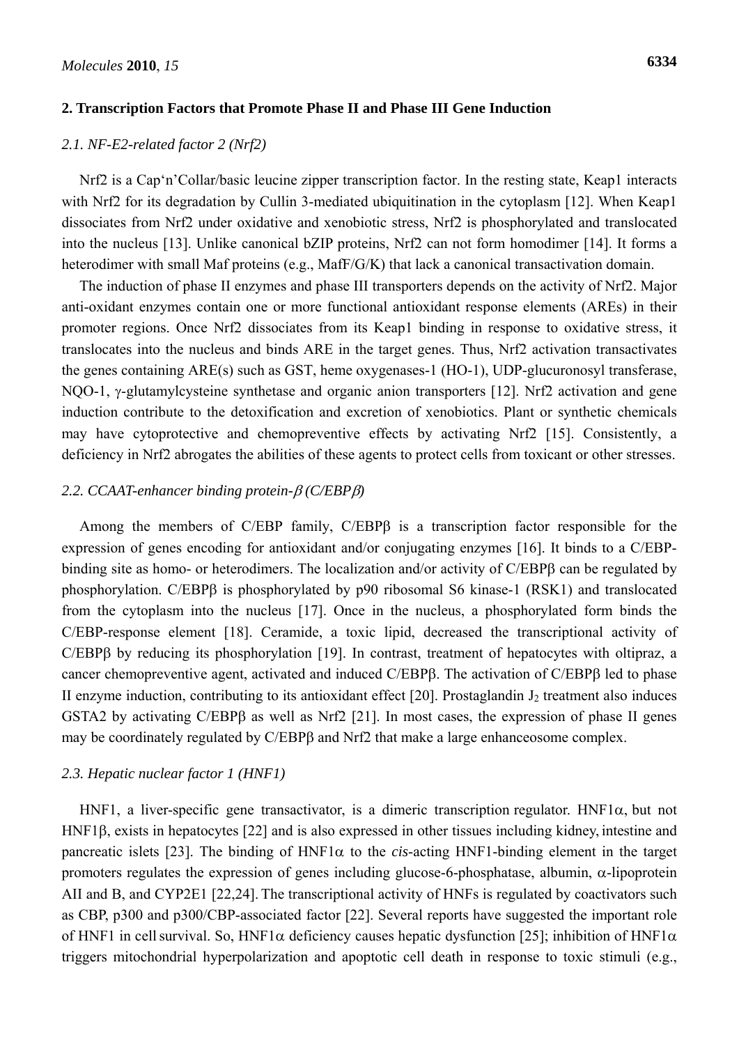## 2. Transcription Factors that Promote Phase II and Phase III Gene Induction

### *2.1. NF-E2-related factor 2 (Nrf2)*

Nrf2 is a Cap'n'Collar/basic leucine zipper transcription factor. In the resting state, Keap1 interacts with Nrf2 for its degradation by Cullin 3-mediated ubiquitination in the cytoplasm [12]. When Keap1 dissociates from Nrf2 under oxidative and xenobiotic stress, Nrf2 is phosphorylated and translocated into the nucleus [13]. Unlike canonical bZIP proteins, Nrf2 can not form homodimer [14]. It forms a heterodimer with small Maf proteins (e.g., MafF/G/K) that lack a canonical transactivation domain.

The induction of phase II enzymes and phase III transporters depends on the activity of Nrf2. Major anti-oxidant enzymes contain one or more functional antioxidant response elements (AREs) in their promoter regions. Once Nrf2 dissociates from its Keap1 binding in response to oxidative stress, it translocates into the nucleus and binds ARE in the target genes. Thus, Nrf2 activation transactivates the genes containing ARE(s) such as GST, heme oxygenases-1 (HO-1), UDP-glucuronosyl transferase, NQO-1, γ-glutamylcysteine synthetase and organic anion transporters [12]. Nrf2 activation and gene induction contribute to the detoxification and excretion of xenobiotics. Plant or synthetic chemicals may have cytoprotective and chemopreventive effects by activating Nrf2 [15]. Consistently, a deficiency in Nrf2 abrogates the abilities of these agents to protect cells from toxicant or other stresses.

### *2.2. CCAAT-enhancer binding protein-β (C/EBPβ)*

Among the members of C/EBP family, C/EBPβ is a transcription factor responsible for the expression of genes encoding for antioxidant and/or conjugating enzymes [16]. It binds to a C/EBP-binding site as homo- or heterodimers. The localization and/or activity of C/EBPβ can be regulated by phosphorylation. C/EBPβ is phosphorylated by p90 ribosomal S6 kinase-1 (RSK1) and translocated from the cytoplasm into the nucleus [17]. Once in the nucleus, a phosphorylated form binds the C/EBP-response element [18]. Ceramide, a toxic lipid, decreased the transcriptional activity of C/EBPβ by reducing its phosphorylation [19]. In contrast, treatment of hepatocytes with oltipraz, a cancer chemopreventive agent, activated and induced C/EBPβ. The activation of C/EBPβ led to phase II enzyme induction, contributing to its antioxidant effect [20]. Prostaglandin $J_2$ treatment also induces GSTA2 by activating C/EBPβ as well as Nrf2 [21]. In most cases, the expression of phase II genes may be coordinately regulated by C/EBPβ and Nrf2 that make a large enhanceosome complex.

### *2.3. Hepatic nuclear factor 1 (HNF1)*

HNF1, a liver-specific gene transactivator, is a dimeric transcription regulator. HNF1α, but not HNF1β, exists in hepatocytes [22] and is also expressed in other tissues including kidney, intestine and pancreatic islets [23]. The binding of HNF1α to the *cis*-acting HNF1-binding element in the target promoters regulates the expression of genes including glucose-6-phosphatase, albumin, α-lipoprotein AII and B, and CYP2E1 [22,24]. The transcriptional activity of HNFs is regulated by coactivators such as CBP, p300 and p300/CBP-associated factor [22]. Several reports have suggested the important role of HNF1 in cell survival. So, HNF1α deficiency causes hepatic dysfunction [25]; inhibition of HNF1α triggers mitochondrial hyperpolarization and apoptotic cell death in response to toxic stimuli (e.g.,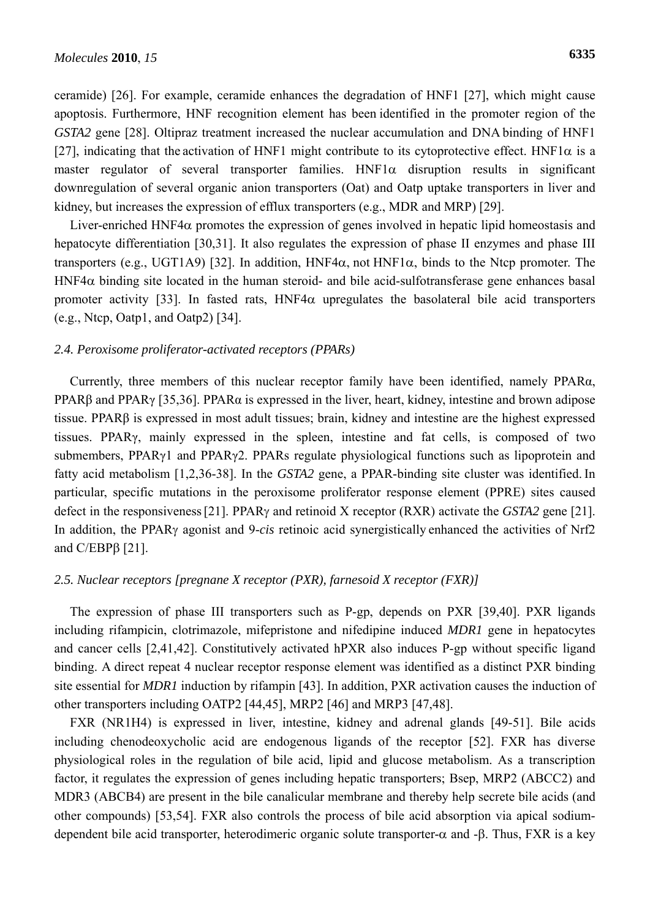ceramide) [26]. For example, ceramide enhances the degradation of HNF1 [27], which might cause apoptosis. Furthermore, HNF recognition element has been identified in the promoter region of the *GSTA2* gene [28]. Oltipraz treatment increased the nuclear accumulation and DNA binding of HNF1 [27], indicating that the activation of HNF1 might contribute to its cytoprotective effect. HNF1α is a master regulator of several transporter families. HNF1α disruption results in significant downregulation of several organic anion transporters (Oat) and Oatp uptake transporters in liver and kidney, but increases the expression of efflux transporters (e.g., MDR and MRP) [29].

Liver-enriched HNF4α promotes the expression of genes involved in hepatic lipid homeostasis and hepatocyte differentiation [30,31]. It also regulates the expression of phase II enzymes and phase III transporters (e.g., UGT1A9) [32]. In addition, HNF4α, not HNF1α, binds to the Ntcp promoter. The HNF4α binding site located in the human steroid- and bile acid-sulfotransferase gene enhances basal promoter activity [33]. In fasted rats, HNF4α upregulates the basolateral bile acid transporters (e.g., Ntcp, Oatp1, and Oatp2) [34].

### *2.4. Peroxisome proliferator-activated receptors (PPARs)*

Currently, three members of this nuclear receptor family have been identified, namely PPARα, PPARβ and PPARγ [35,36]. PPARα is expressed in the liver, heart, kidney, intestine and brown adipose tissue. PPARβ is expressed in most adult tissues; brain, kidney and intestine are the highest expressed tissues. PPARγ, mainly expressed in the spleen, intestine and fat cells, is composed of two submembers, PPARγ1 and PPARγ2. PPARs regulate physiological functions such as lipoprotein and fatty acid metabolism [1,2,36-38]. In the *GSTA2* gene, a PPAR-binding site cluster was identified. In particular, specific mutations in the peroxisome proliferator response element (PPRE) sites caused defect in the responsiveness [21]. PPARγ and retinoid X receptor (RXR) activate the *GSTA2* gene [21]. In addition, the PPARγ agonist and 9-*cis* retinoic acid synergistically enhanced the activities of Nrf2 and C/EBPβ [21].

### *2.5. Nuclear receptors [pregnane X receptor (PXR), farnesoid X receptor (FXR)]*

The expression of phase III transporters such as P-gp, depends on PXR [39,40]. PXR ligands including rifampicin, clotrimazole, mifepristone and nifedipine induced *MDR1* gene in hepatocytes and cancer cells [2,41,42]. Constitutively activated hPXR also induces P-gp without specific ligand binding. A direct repeat 4 nuclear receptor response element was identified as a distinct PXR binding site essential for *MDR1* induction by rifampin [43]. In addition, PXR activation causes the induction of other transporters including OATP2 [44,45], MRP2 [46] and MRP3 [47,48].

FXR (NR1H4) is expressed in liver, intestine, kidney and adrenal glands [49-51]. Bile acids including chenodeoxycholic acid are endogenous ligands of the receptor [52]. FXR has diverse physiological roles in the regulation of bile acid, lipid and glucose metabolism. As a transcription factor, it regulates the expression of genes including hepatic transporters; Bsep, MRP2 (ABCC2) and MDR3 (ABCB4) are present in the bile canalicular membrane and thereby help secrete bile acids (and other compounds) [53,54]. FXR also controls the process of bile acid absorption via apical sodium-dependent bile acid transporter, heterodimeric organic solute transporter-α and -β. Thus, FXR is a key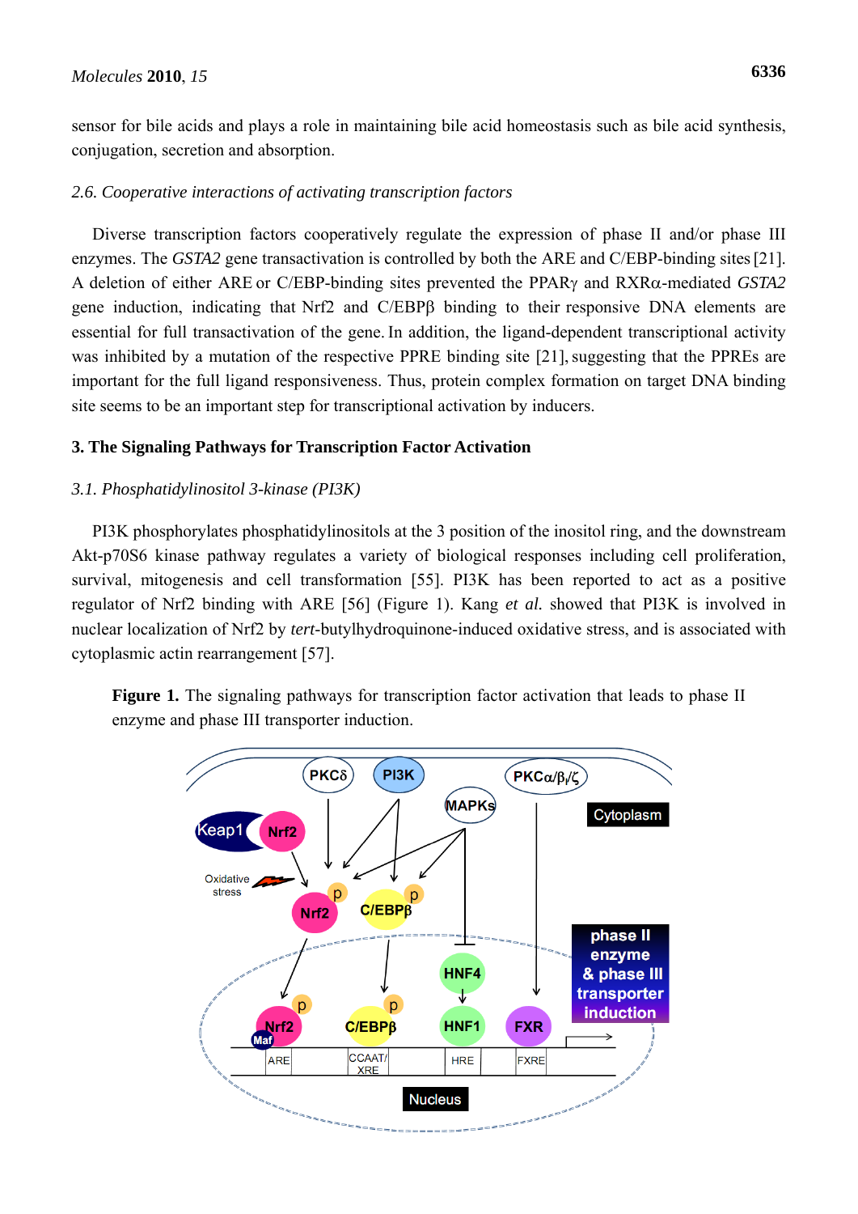sensor for bile acids and plays a role in maintaining bile acid homeostasis such as bile acid synthesis, conjugation, secretion and absorption.

### *2.6. Cooperative interactions of activating transcription factors*

Diverse transcription factors cooperatively regulate the expression of phase II and/or phase III enzymes. The *GSTA2* gene transactivation is controlled by both the ARE and C/EBP-binding sites [21]. A deletion of either ARE or C/EBP-binding sites prevented the PPARγ and RXRα-mediated *GSTA2* gene induction, indicating that Nrf2 and C/EBPβ binding to their responsive DNA elements are essential for full transactivation of the gene. In addition, the ligand-dependent transcriptional activity was inhibited by a mutation of the respective PPRE binding site [21], suggesting that the PPREs are important for the full ligand responsiveness. Thus, protein complex formation on target DNA binding site seems to be an important step for transcriptional activation by inducers.

## 3. The Signaling Pathways for Transcription Factor Activation

### *3.1. Phosphatidylinositol 3-kinase (PI3K)*

PI3K phosphorylates phosphatidylinositols at the 3 position of the inositol ring, and the downstream Akt-p70S6 kinase pathway regulates a variety of biological responses including cell proliferation, survival, mitogenesis and cell transformation [55]. PI3K has been reported to act as a positive regulator of Nrf2 binding with ARE [56] (Figure 1). Kang *et al.* showed that PI3K is involved in nuclear localization of Nrf2 by *tert*-butylhydroquinone-induced oxidative stress, and is associated with cytoplasmic actin rearrangement [57].

**Figure 1.** The signaling pathways for transcription factor activation that leads to phase II enzyme and phase III transporter induction.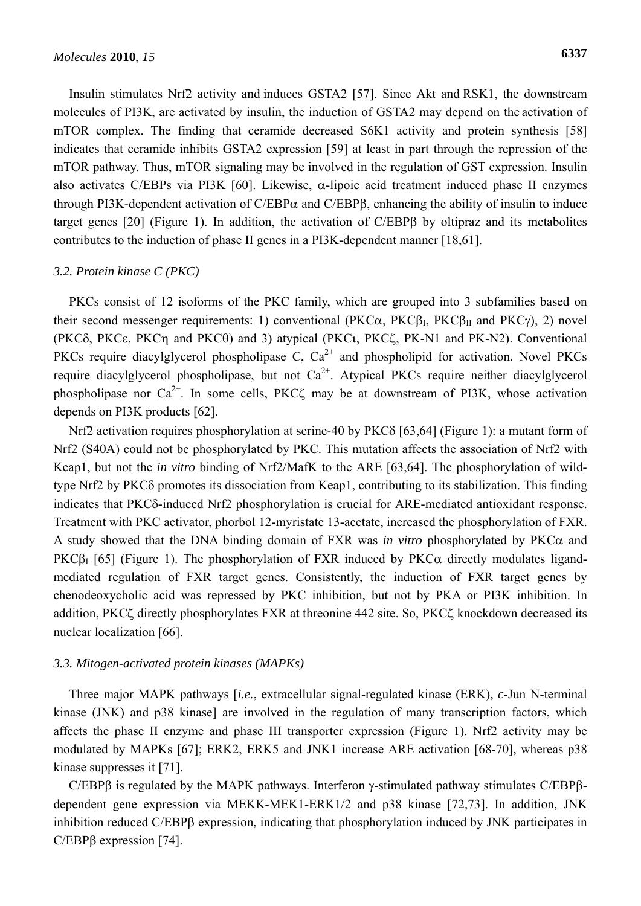Insulin stimulates Nrf2 activity and induces GSTA2 [57]. Since Akt and RSK1, the downstream molecules of PI3K, are activated by insulin, the induction of GSTA2 may depend on the activation of mTOR complex. The finding that ceramide decreased S6K1 activity and protein synthesis [58] indicates that ceramide inhibits GSTA2 expression [59] at least in part through the repression of the mTOR pathway. Thus, mTOR signaling may be involved in the regulation of GST expression. Insulin also activates C/EBPs via PI3K [60]. Likewise, α-lipoic acid treatment induced phase II enzymes through PI3K-dependent activation of C/EBPα and C/EBPβ, enhancing the ability of insulin to induce target genes [20] (Figure 1). In addition, the activation of C/EBPβ by oltipraz and its metabolites contributes to the induction of phase II genes in a PI3K-dependent manner [18,61].

### *3.2. Protein kinase C (PKC)*

PKCs consist of 12 isoforms of the PKC family, which are grouped into 3 subfamilies based on their second messenger requirements: 1) conventional (PKCα, $PKC\beta_I$, $PKC\beta_{II}$ and PKCγ), 2) novel (PKCδ, PKCε, PKCη and PKCθ) and 3) atypical (PKCι, PKCζ, PK-N1 and PK-N2). Conventional PKCs require diacylglycerol phospholipase C, $Ca^{2+}$ and phospholipid for activation. Novel PKCs require diacylglycerol phospholipase, but not $Ca^{2+}$. Atypical PKCs require neither diacylglycerol phospholipase nor $Ca^{2+}$. In some cells, PKCζ may be at downstream of PI3K, whose activation depends on PI3K products [62].

Nrf2 activation requires phosphorylation at serine-40 by PKCδ [63,64] (Figure 1): a mutant form of Nrf2 (S40A) could not be phosphorylated by PKC. This mutation affects the association of Nrf2 with Keap1, but not the *in vitro* binding of Nrf2/MafK to the ARE [63,64]. The phosphorylation of wild-type Nrf2 by PKCδ promotes its dissociation from Keap1, contributing to its stabilization. This finding indicates that PKCδ-induced Nrf2 phosphorylation is crucial for ARE-mediated antioxidant response. Treatment with PKC activator, phorbol 12-myristate 13-acetate, increased the phosphorylation of FXR. A study showed that the DNA binding domain of FXR was *in vitro* phosphorylated by PKCα and $PKC\beta_I$ [65] (Figure 1). The phosphorylation of FXR induced by PKCα directly modulates ligand-mediated regulation of FXR target genes. Consistently, the induction of FXR target genes by chenodeoxycholic acid was repressed by PKC inhibition, but not by PKA or PI3K inhibition. In addition, PKCζ directly phosphorylates FXR at threonine 442 site. So, PKCζ knockdown decreased its nuclear localization [66].

### *3.3. Mitogen-activated protein kinases (MAPKs)*

Three major MAPK pathways [*i.e.*, extracellular signal-regulated kinase (ERK), *c*-Jun N-terminal kinase (JNK) and p38 kinase] are involved in the regulation of many transcription factors, which affects the phase II enzyme and phase III transporter expression (Figure 1). Nrf2 activity may be modulated by MAPKs [67]; ERK2, ERK5 and JNK1 increase ARE activation [68-70], whereas p38 kinase suppresses it [71].

C/EBPβ is regulated by the MAPK pathways. Interferon γ-stimulated pathway stimulates C/EBPβ-dependent gene expression via MEKK-MEK1-ERK1/2 and p38 kinase [72,73]. In addition, JNK inhibition reduced C/EBPβ expression, indicating that phosphorylation induced by JNK participates in C/EBPβ expression [74].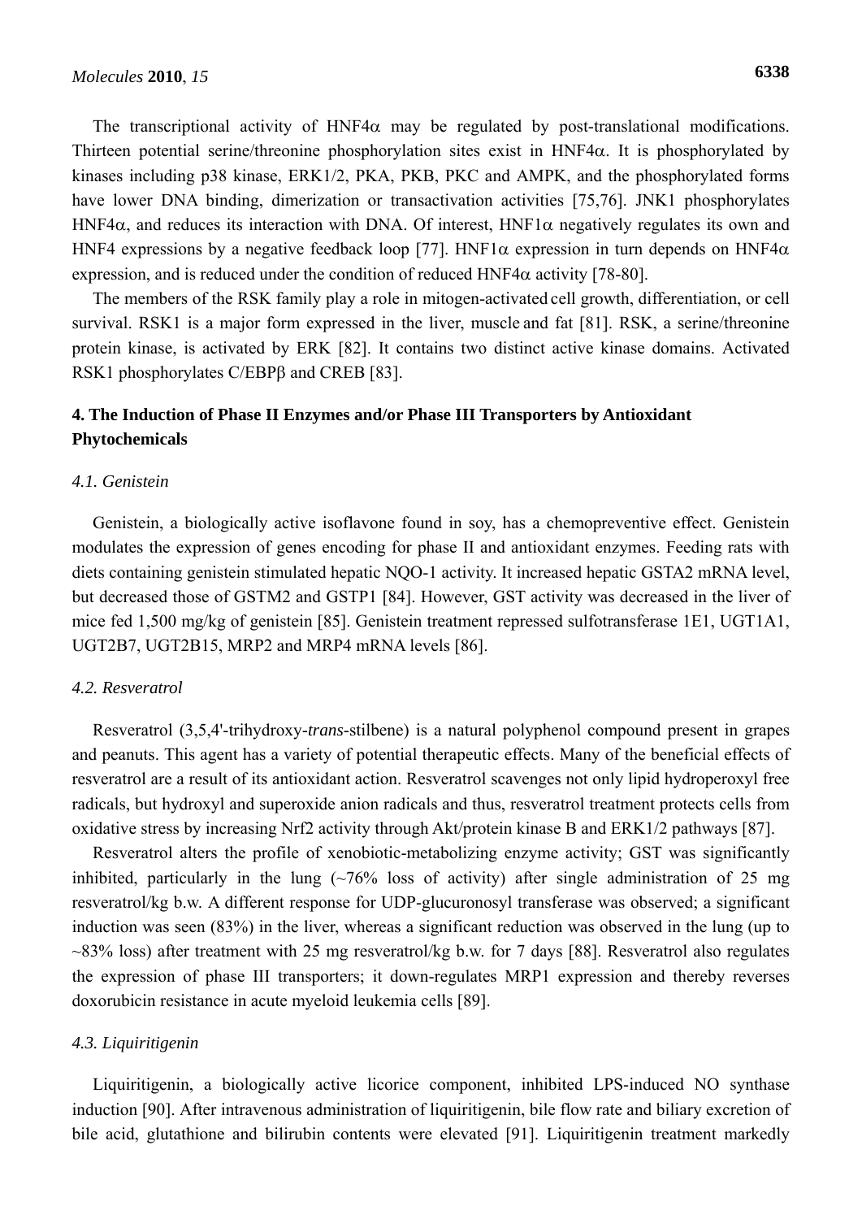The transcriptional activity of HNF4α may be regulated by post-translational modifications. Thirteen potential serine/threonine phosphorylation sites exist in HNF4α. It is phosphorylated by kinases including p38 kinase, ERK1/2, PKA, PKB, PKC and AMPK, and the phosphorylated forms have lower DNA binding, dimerization or transactivation activities [75,76]. JNK1 phosphorylates HNF4α, and reduces its interaction with DNA. Of interest, HNF1α negatively regulates its own and HNF4 expressions by a negative feedback loop [77]. HNF1α expression in turn depends on HNF4α expression, and is reduced under the condition of reduced HNF4α activity [78-80].

The members of the RSK family play a role in mitogen-activated cell growth, differentiation, or cell survival. RSK1 is a major form expressed in the liver, muscle and fat [81]. RSK, a serine/threonine protein kinase, is activated by ERK [82]. It contains two distinct active kinase domains. Activated RSK1 phosphorylates C/EBPβ and CREB [83].

## 4. The Induction of Phase II Enzymes and/or Phase III Transporters by Antioxidant Phytochemicals

### *4.1. Genistein*

Genistein, a biologically active isoflavone found in soy, has a chemopreventive effect. Genistein modulates the expression of genes encoding for phase II and antioxidant enzymes. Feeding rats with diets containing genistein stimulated hepatic NQO-1 activity. It increased hepatic GSTA2 mRNA level, but decreased those of GSTM2 and GSTP1 [84]. However, GST activity was decreased in the liver of mice fed 1,500 mg/kg of genistein [85]. Genistein treatment repressed sulfotransferase 1E1, UGT1A1, UGT2B7, UGT2B15, MRP2 and MRP4 mRNA levels [86].

### *4.2. Resveratrol*

Resveratrol (3,5,4'-trihydroxy-*trans*-stilbene) is a natural polyphenol compound present in grapes and peanuts. This agent has a variety of potential therapeutic effects. Many of the beneficial effects of resveratrol are a result of its antioxidant action. Resveratrol scavenges not only lipid hydroperoxyl free radicals, but hydroxyl and superoxide anion radicals and thus, resveratrol treatment protects cells from oxidative stress by increasing Nrf2 activity through Akt/protein kinase B and ERK1/2 pathways [87].

Resveratrol alters the profile of xenobiotic-metabolizing enzyme activity; GST was significantly inhibited, particularly in the lung (~76% loss of activity) after single administration of 25 mg resveratrol/kg b.w. A different response for UDP-glucuronosyl transferase was observed; a significant induction was seen (83%) in the liver, whereas a significant reduction was observed in the lung (up to ~83% loss) after treatment with 25 mg resveratrol/kg b.w. for 7 days [88]. Resveratrol also regulates the expression of phase III transporters; it down-regulates MRP1 expression and thereby reverses doxorubicin resistance in acute myeloid leukemia cells [89].

### *4.3. Liquiritigenin*

Liquiritigenin, a biologically active licorice component, inhibited LPS-induced NO synthase induction [90]. After intravenous administration of liquiritigenin, bile flow rate and biliary excretion of bile acid, glutathione and bilirubin contents were elevated [91]. Liquiritigenin treatment markedly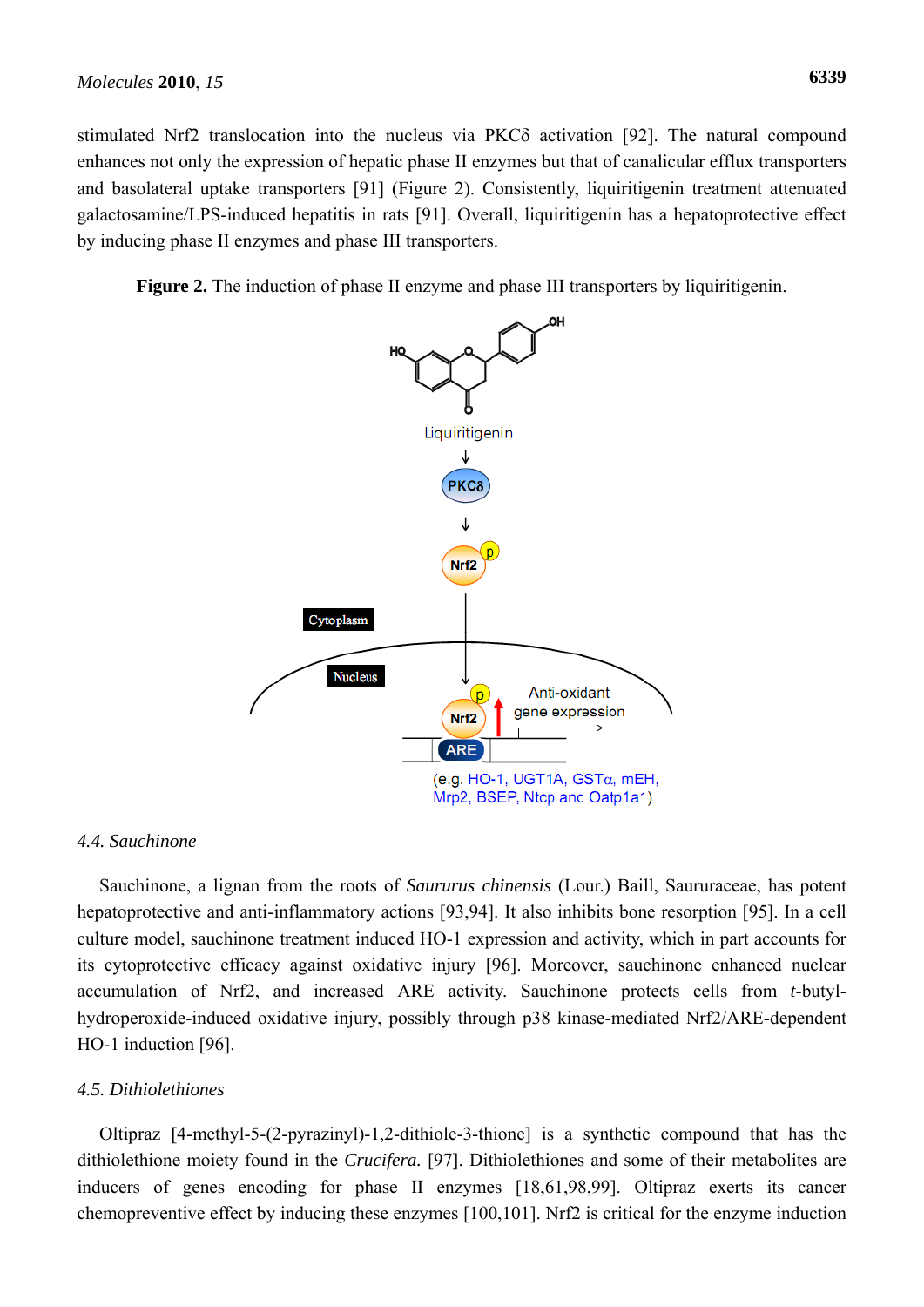stimulated Nrf2 translocation into the nucleus via PKCδ activation [92]. The natural compound enhances not only the expression of hepatic phase II enzymes but that of canalicular efflux transporters and basolateral uptake transporters [91] (Figure 2). Consistently, liquiritigenin treatment attenuated galactosamine/LPS-induced hepatitis in rats [91]. Overall, liquiritigenin has a hepatoprotective effect by inducing phase II enzymes and phase III transporters.

**Figure 2.** The induction of phase II enzyme and phase III transporters by liquiritigenin.

### 4.4. Sauchinone

Sauchinone, a lignan from the roots of *Saururus chinensis* (Lour.) Baill, Saururaceae, has potent hepatoprotective and anti-inflammatory actions [93,94]. It also inhibits bone resorption [95]. In a cell culture model, sauchinone treatment induced HO-1 expression and activity, which in part accounts for its cytoprotective efficacy against oxidative injury [96]. Moreover, sauchinone enhanced nuclear accumulation of Nrf2, and increased ARE activity. Sauchinone protects cells from *t*-butyl-hydroperoxide-induced oxidative injury, possibly through p38 kinase-mediated Nrf2/ARE-dependent HO-1 induction [96].

### 4.5. Dithiolethiones

Oltipraz [4-methyl-5-(2-pyrazinyl)-1,2-dithiole-3-thione] is a synthetic compound that has the dithiolethione moiety found in the *Crucifera.* [97]. Dithiolethiones and some of their metabolites are inducers of genes encoding for phase II enzymes [18,61,98,99]. Oltipraz exerts its cancer chemopreventive effect by inducing these enzymes [100,101]. Nrf2 is critical for the enzyme induction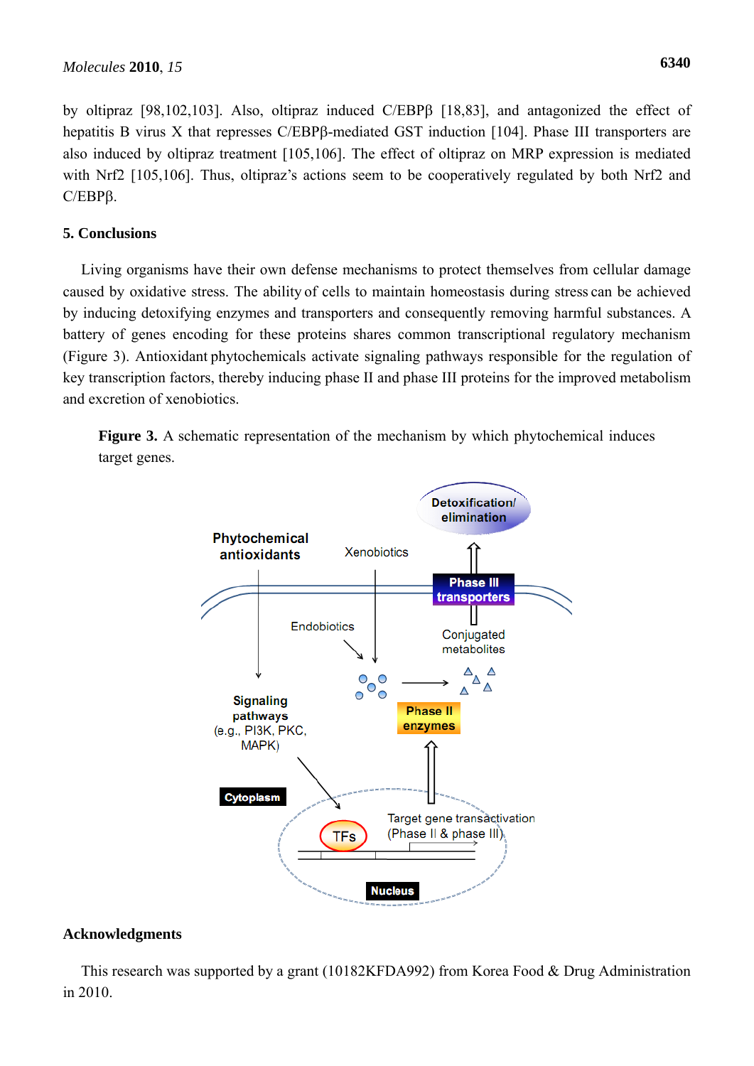by oltipraz [98,102,103]. Also, oltipraz induced C/EBPβ [18,83], and antagonized the effect of hepatitis B virus X that represses C/EBPβ-mediated GST induction [104]. Phase III transporters are also induced by oltipraz treatment [105,106]. The effect of oltipraz on MRP expression is mediated with Nrf2 [105,106]. Thus, oltipraz's actions seem to be cooperatively regulated by both Nrf2 and C/EBPβ.

## 5. Conclusions

Living organisms have their own defense mechanisms to protect themselves from cellular damage caused by oxidative stress. The ability of cells to maintain homeostasis during stress can be achieved by inducing detoxifying enzymes and transporters and consequently removing harmful substances. A battery of genes encoding for these proteins shares common transcriptional regulatory mechanism (Figure 3). Antioxidant phytochemicals activate signaling pathways responsible for the regulation of key transcription factors, thereby inducing phase II and phase III proteins for the improved metabolism and excretion of xenobiotics.

**Figure 3.** A schematic representation of the mechanism by which phytochemical induces target genes.

## Acknowledgments

This research was supported by a grant (10182KFDA992) from Korea Food & Drug Administration in 2010.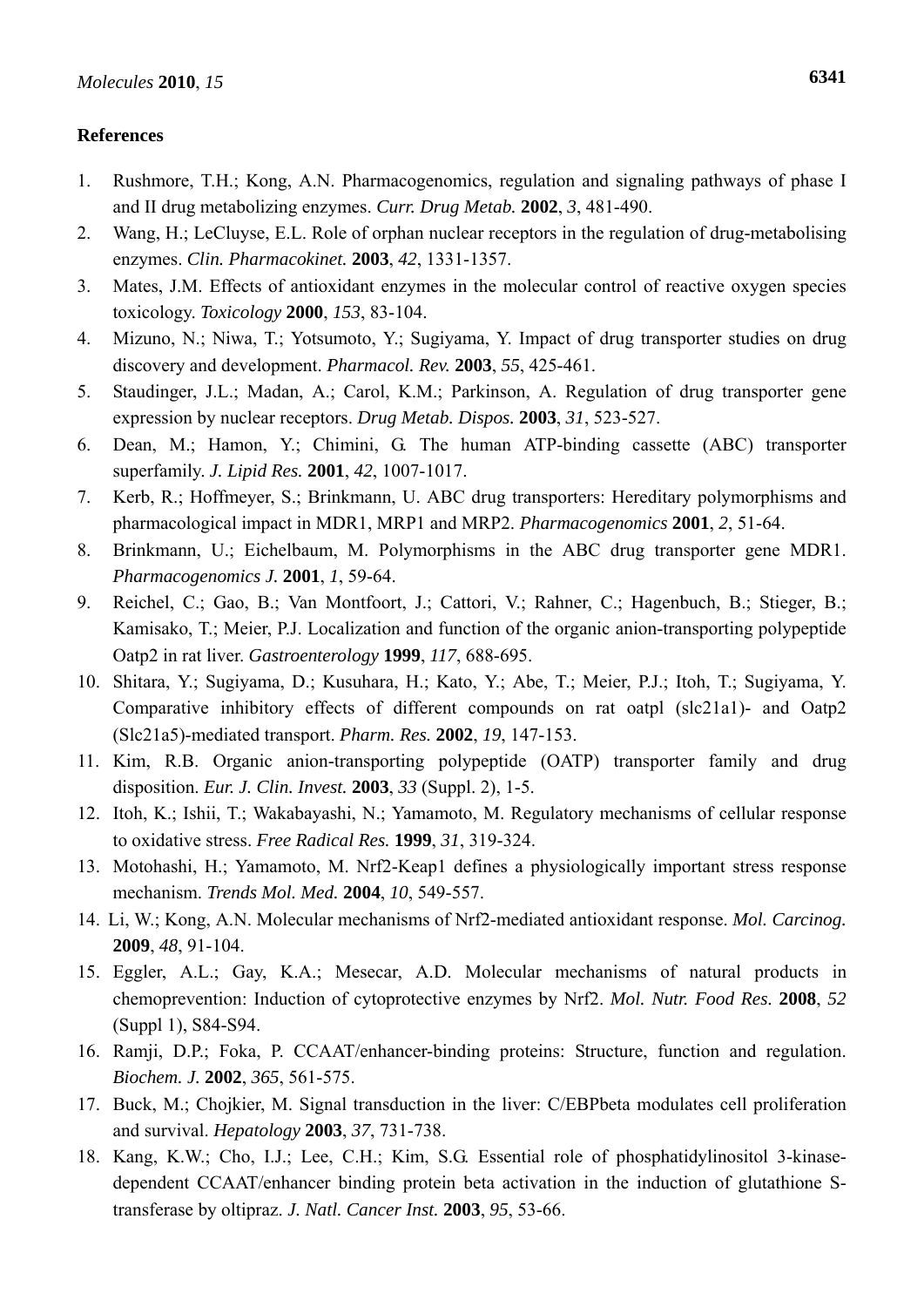## References

1. Rushmore, T.H.; Kong, A.N. Pharmacogenomics, regulation and signaling pathways of phase I and II drug metabolizing enzymes. *Curr. Drug Metab.* **2002**, *3*, 481-490.
2. Wang, H.; LeCluyse, E.L. Role of orphan nuclear receptors in the regulation of drug-metabolising enzymes. *Clin. Pharmacokinet.* **2003**, *42*, 1331-1357.
3. Mates, J.M. Effects of antioxidant enzymes in the molecular control of reactive oxygen species toxicology. *Toxicology* **2000**, *153*, 83-104.
4. Mizuno, N.; Niwa, T.; Yotsumoto, Y.; Sugiyama, Y. Impact of drug transporter studies on drug discovery and development. *Pharmacol. Rev.* **2003**, *55*, 425-461.
5. Staudinger, J.L.; Madan, A.; Carol, K.M.; Parkinson, A. Regulation of drug transporter gene expression by nuclear receptors. *Drug Metab. Dispos.* **2003**, *31*, 523-527.
6. Dean, M.; Hamon, Y.; Chimini, G. The human ATP-binding cassette (ABC) transporter superfamily. *J. Lipid Res.* **2001**, *42*, 1007-1017.
7. Kerb, R.; Hoffmeyer, S.; Brinkmann, U. ABC drug transporters: Hereditary polymorphisms and pharmacological impact in MDR1, MRP1 and MRP2. *Pharmacogenomics* **2001**, *2*, 51-64.
8. Brinkmann, U.; Eichelbaum, M. Polymorphisms in the ABC drug transporter gene MDR1. *Pharmacogenomics J.* **2001**, *1*, 59-64.
9. Reichel, C.; Gao, B.; Van Montfoort, J.; Cattori, V.; Rahner, C.; Hagenbuch, B.; Stieger, B.; Kamisako, T.; Meier, P.J. Localization and function of the organic anion-transporting polypeptide Oatp2 in rat liver. *Gastroenterology* **1999**, *117*, 688-695.
10. Shitara, Y.; Sugiyama, D.; Kusuhara, H.; Kato, Y.; Abe, T.; Meier, P.J.; Itoh, T.; Sugiyama, Y. Comparative inhibitory effects of different compounds on rat oatpl (slc21a1)- and Oatp2 (Slc21a5)-mediated transport. *Pharm. Res.* **2002**, *19*, 147-153.
11. Kim, R.B. Organic anion-transporting polypeptide (OATP) transporter family and drug disposition. *Eur. J. Clin. Invest.* **2003**, *33* (Suppl. 2), 1-5.
12. Itoh, K.; Ishii, T.; Wakabayashi, N.; Yamamoto, M. Regulatory mechanisms of cellular response to oxidative stress. *Free Radical Res.* **1999**, *31*, 319-324.
13. Motohashi, H.; Yamamoto, M. Nrf2-Keap1 defines a physiologically important stress response mechanism. *Trends Mol. Med.* **2004**, *10*, 549-557.
14. Li, W.; Kong, A.N. Molecular mechanisms of Nrf2-mediated antioxidant response. *Mol. Carcinog.* **2009**, *48*, 91-104.
15. Eggler, A.L.; Gay, K.A.; Mesecar, A.D. Molecular mechanisms of natural products in chemoprevention: Induction of cytoprotective enzymes by Nrf2. *Mol. Nutr. Food Res.* **2008**, *52* (Suppl 1), S84-S94.
16. Ramji, D.P.; Foka, P. CCAAT/enhancer-binding proteins: Structure, function and regulation. *Biochem. J.* **2002**, *365*, 561-575.
17. Buck, M.; Chojkier, M. Signal transduction in the liver: C/EBPbeta modulates cell proliferation and survival. *Hepatology* **2003**, *37*, 731-738.
18. Kang, K.W.; Cho, I.J.; Lee, C.H.; Kim, S.G. Essential role of phosphatidylinositol 3-kinase-dependent CCAAT/enhancer binding protein beta activation in the induction of glutathione S-transferase by oltipraz. *J. Natl. Cancer Inst.* **2003**, *95*, 53-66.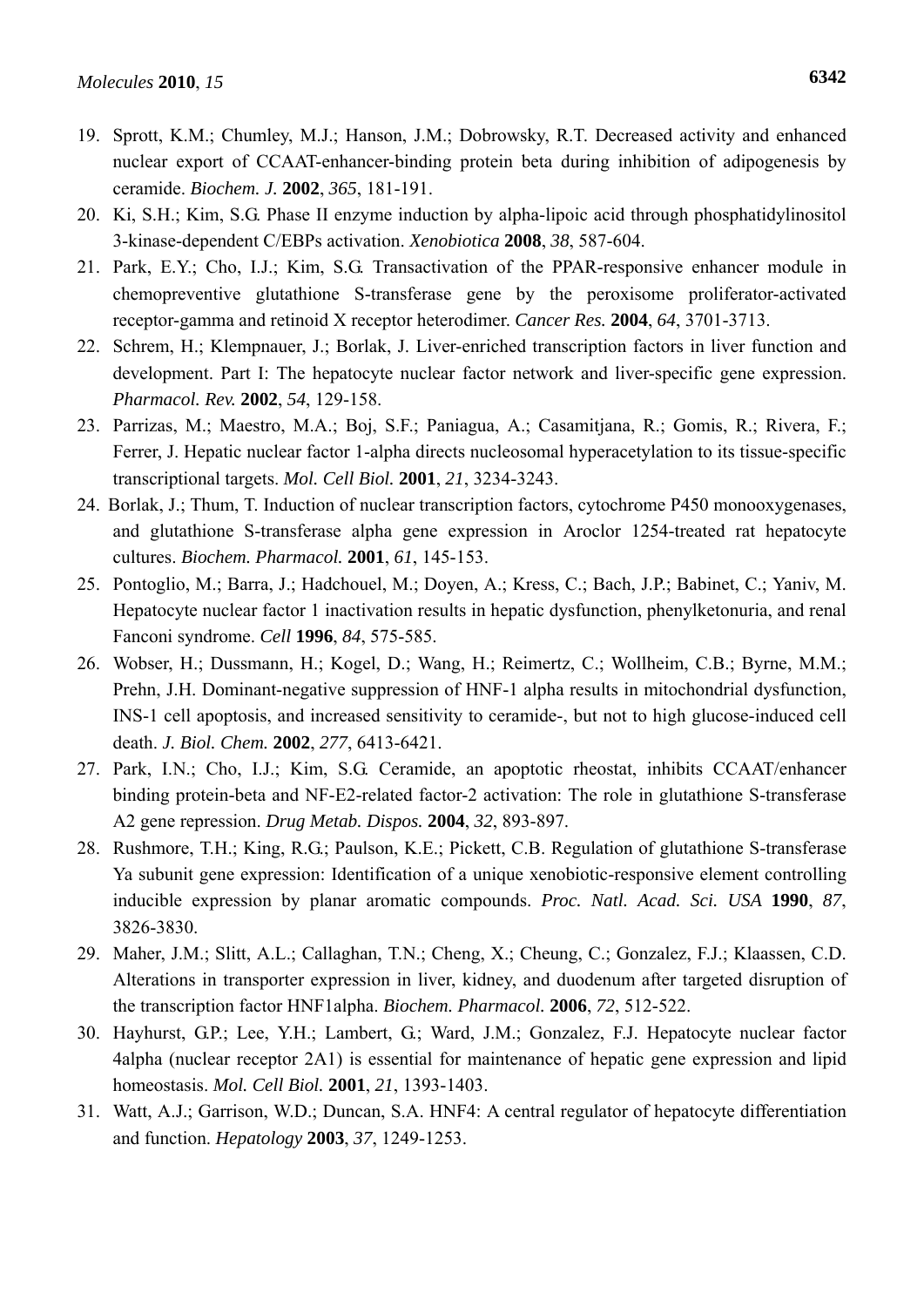19. Sprott, K.M.; Chumley, M.J.; Hanson, J.M.; Dobrowsky, R.T. Decreased activity and enhanced nuclear export of CCAAT-enhancer-binding protein beta during inhibition of adipogenesis by ceramide. *Biochem. J.* **2002**, *365*, 181-191.
20. Ki, S.H.; Kim, S.G. Phase II enzyme induction by alpha-lipoic acid through phosphatidylinositol 3-kinase-dependent C/EBPs activation. *Xenobiotica* **2008**, *38*, 587-604.
21. Park, E.Y.; Cho, I.J.; Kim, S.G. Transactivation of the PPAR-responsive enhancer module in chemopreventive glutathione S-transferase gene by the peroxisome proliferator-activated receptor-gamma and retinoid X receptor heterodimer. *Cancer Res.* **2004**, *64*, 3701-3713.
22. Schrem, H.; Klempnauer, J.; Borlak, J. Liver-enriched transcription factors in liver function and development. Part I: The hepatocyte nuclear factor network and liver-specific gene expression. *Pharmacol. Rev.* **2002**, *54*, 129-158.
23. Parrizas, M.; Maestro, M.A.; Boj, S.F.; Paniagua, A.; Casamitjana, R.; Gomis, R.; Rivera, F.; Ferrer, J. Hepatic nuclear factor 1-alpha directs nucleosomal hyperacetylation to its tissue-specific transcriptional targets. *Mol. Cell Biol.* **2001**, *21*, 3234-3243.
24. Borlak, J.; Thum, T. Induction of nuclear transcription factors, cytochrome P450 monooxygenases, and glutathione S-transferase alpha gene expression in Aroclor 1254-treated rat hepatocyte cultures. *Biochem. Pharmacol.* **2001**, *61*, 145-153.
25. Pontoglio, M.; Barra, J.; Hadchouel, M.; Doyen, A.; Kress, C.; Bach, J.P.; Babinet, C.; Yaniv, M. Hepatocyte nuclear factor 1 inactivation results in hepatic dysfunction, phenylketonuria, and renal Fanconi syndrome. *Cell* **1996**, *84*, 575-585.
26. Wobser, H.; Dussmann, H.; Kogel, D.; Wang, H.; Reimertz, C.; Wollheim, C.B.; Byrne, M.M.; Prehn, J.H. Dominant-negative suppression of HNF-1 alpha results in mitochondrial dysfunction, INS-1 cell apoptosis, and increased sensitivity to ceramide-, but not to high glucose-induced cell death. *J. Biol. Chem.* **2002**, *277*, 6413-6421.
27. Park, I.N.; Cho, I.J.; Kim, S.G. Ceramide, an apoptotic rheostat, inhibits CCAAT/enhancer binding protein-beta and NF-E2-related factor-2 activation: The role in glutathione S-transferase A2 gene repression. *Drug Metab. Dispos.* **2004**, *32*, 893-897.
28. Rushmore, T.H.; King, R.G.; Paulson, K.E.; Pickett, C.B. Regulation of glutathione S-transferase Ya subunit gene expression: Identification of a unique xenobiotic-responsive element controlling inducible expression by planar aromatic compounds. *Proc. Natl. Acad. Sci. USA* **1990**, *87*, 3826-3830.
29. Maher, J.M.; Slitt, A.L.; Callaghan, T.N.; Cheng, X.; Cheung, C.; Gonzalez, F.J.; Klaassen, C.D. Alterations in transporter expression in liver, kidney, and duodenum after targeted disruption of the transcription factor HNF1alpha. *Biochem. Pharmacol.* **2006**, *72*, 512-522.
30. Hayhurst, G.P.; Lee, Y.H.; Lambert, G.; Ward, J.M.; Gonzalez, F.J. Hepatocyte nuclear factor 4alpha (nuclear receptor 2A1) is essential for maintenance of hepatic gene expression and lipid homeostasis. *Mol. Cell Biol.* **2001**, *21*, 1393-1403.
31. Watt, A.J.; Garrison, W.D.; Duncan, S.A. HNF4: A central regulator of hepatocyte differentiation and function. *Hepatology* **2003**, *37*, 1249-1253.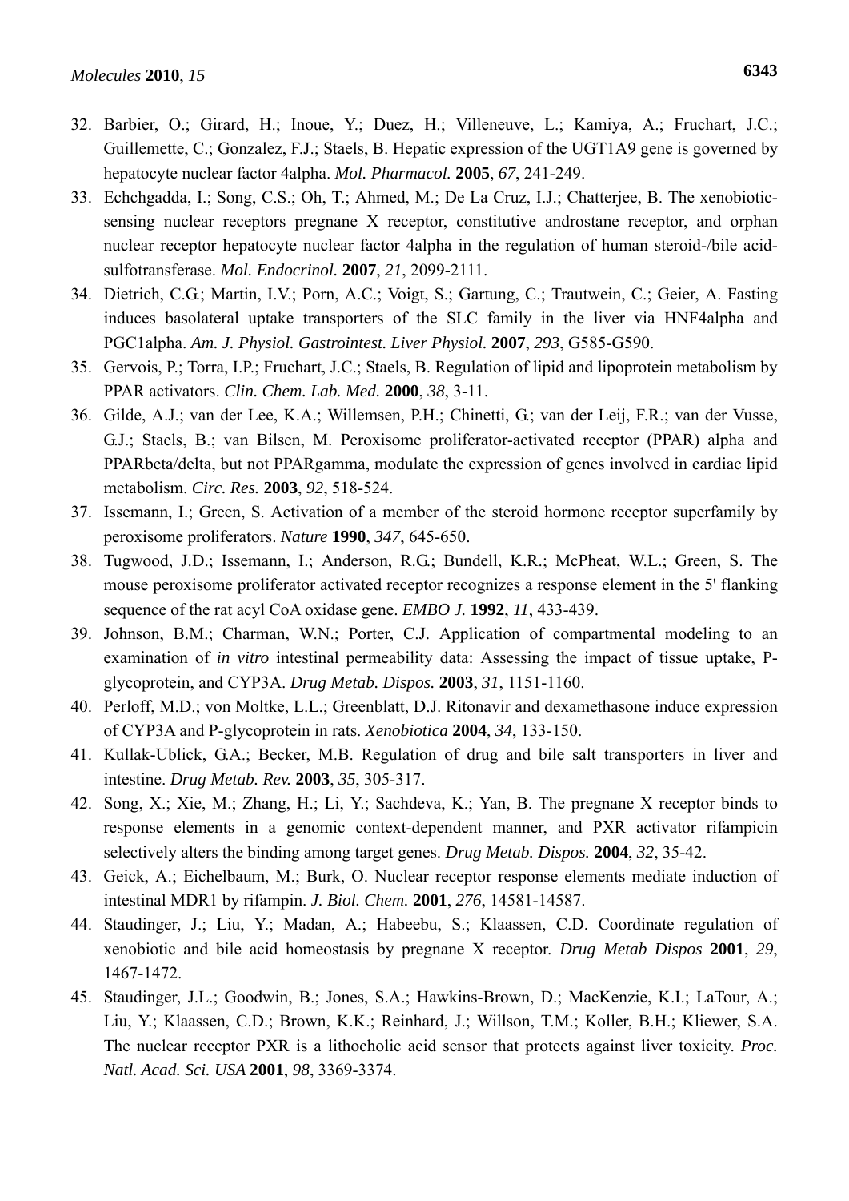32. Barbier, O.; Girard, H.; Inoue, Y.; Duez, H.; Villeneuve, L.; Kamiya, A.; Fruchart, J.C.; Guillemette, C.; Gonzalez, F.J.; Staels, B. Hepatic expression of the UGT1A9 gene is governed by hepatocyte nuclear factor 4alpha. *Mol. Pharmacol.* **2005**, *67*, 241-249.
33. Echchgadda, I.; Song, C.S.; Oh, T.; Ahmed, M.; De La Cruz, I.J.; Chatterjee, B. The xenobiotic-sensing nuclear receptors pregnane X receptor, constitutive androstane receptor, and orphan nuclear receptor hepatocyte nuclear factor 4alpha in the regulation of human steroid-/bile acid-sulfotransferase. *Mol. Endocrinol.* **2007**, *21*, 2099-2111.
34. Dietrich, C.G.; Martin, I.V.; Porn, A.C.; Voigt, S.; Gartung, C.; Trautwein, C.; Geier, A. Fasting induces basolateral uptake transporters of the SLC family in the liver via HNF4alpha and PGC1alpha. *Am. J. Physiol. Gastrointest. Liver Physiol.* **2007**, *293*, G585-G590.
35. Gervois, P.; Torra, I.P.; Fruchart, J.C.; Staels, B. Regulation of lipid and lipoprotein metabolism by PPAR activators. *Clin. Chem. Lab. Med.* **2000**, *38*, 3-11.
36. Gilde, A.J.; van der Lee, K.A.; Willemsen, P.H.; Chinetti, G.; van der Leij, F.R.; van der Vusse, G.J.; Staels, B.; van Bilsen, M. Peroxisome proliferator-activated receptor (PPAR) alpha and PPARbeta/delta, but not PPARgamma, modulate the expression of genes involved in cardiac lipid metabolism. *Circ. Res.* **2003**, *92*, 518-524.
37. Issemann, I.; Green, S. Activation of a member of the steroid hormone receptor superfamily by peroxisome proliferators. *Nature* **1990**, *347*, 645-650.
38. Tugwood, J.D.; Issemann, I.; Anderson, R.G.; Bundell, K.R.; McPheat, W.L.; Green, S. The mouse peroxisome proliferator activated receptor recognizes a response element in the 5' flanking sequence of the rat acyl CoA oxidase gene. *EMBO J.* **1992**, *11*, 433-439.
39. Johnson, B.M.; Charman, W.N.; Porter, C.J. Application of compartmental modeling to an examination of *in vitro* intestinal permeability data: Assessing the impact of tissue uptake, P-glycoprotein, and CYP3A. *Drug Metab. Dispos.* **2003**, *31*, 1151-1160.
40. Perloff, M.D.; von Moltke, L.L.; Greenblatt, D.J. Ritonavir and dexamethasone induce expression of CYP3A and P-glycoprotein in rats. *Xenobiotica* **2004**, *34*, 133-150.
41. Kullak-Ublick, G.A.; Becker, M.B. Regulation of drug and bile salt transporters in liver and intestine. *Drug Metab. Rev.* **2003**, *35*, 305-317.
42. Song, X.; Xie, M.; Zhang, H.; Li, Y.; Sachdeva, K.; Yan, B. The pregnane X receptor binds to response elements in a genomic context-dependent manner, and PXR activator rifampicin selectively alters the binding among target genes. *Drug Metab. Dispos.* **2004**, *32*, 35-42.
43. Geick, A.; Eichelbaum, M.; Burk, O. Nuclear receptor response elements mediate induction of intestinal MDR1 by rifampin. *J. Biol. Chem.* **2001**, *276*, 14581-14587.
44. Staudinger, J.; Liu, Y.; Madan, A.; Habeebu, S.; Klaassen, C.D. Coordinate regulation of xenobiotic and bile acid homeostasis by pregnane X receptor. *Drug Metab Dispos* **2001**, *29*, 1467-1472.
45. Staudinger, J.L.; Goodwin, B.; Jones, S.A.; Hawkins-Brown, D.; MacKenzie, K.I.; LaTour, A.; Liu, Y.; Klaassen, C.D.; Brown, K.K.; Reinhard, J.; Willson, T.M.; Koller, B.H.; Kliewer, S.A. The nuclear receptor PXR is a lithocholic acid sensor that protects against liver toxicity. *Proc. Natl. Acad. Sci. USA* **2001**, *98*, 3369-3374.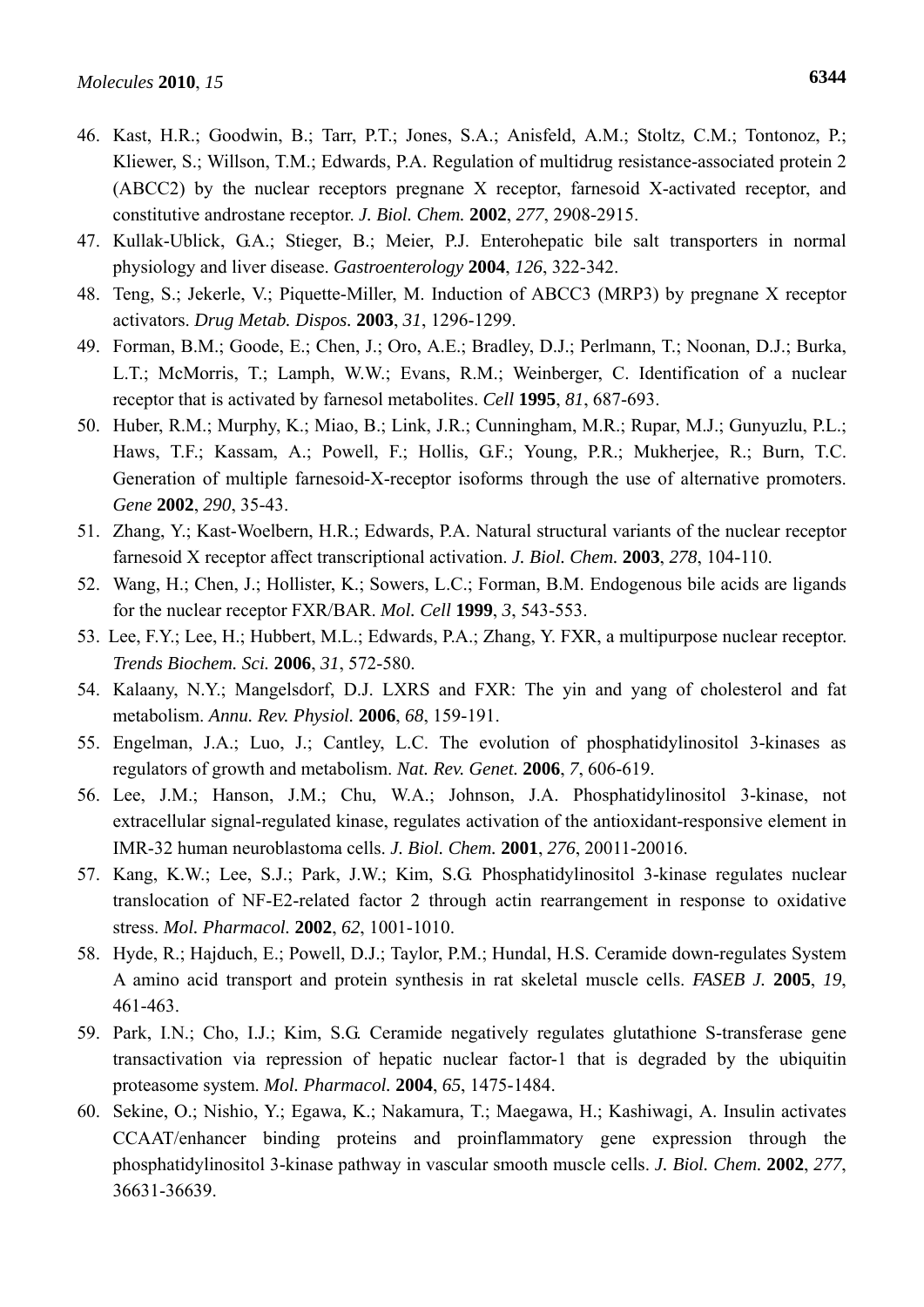46. Kast, H.R.; Goodwin, B.; Tarr, P.T.; Jones, S.A.; Anisfeld, A.M.; Stoltz, C.M.; Tontonoz, P.; Kliewer, S.; Willson, T.M.; Edwards, P.A. Regulation of multidrug resistance-associated protein 2 (ABCC2) by the nuclear receptors pregnane X receptor, farnesoid X-activated receptor, and constitutive androstane receptor. *J. Biol. Chem.* **2002**, *277*, 2908-2915.
47. Kullak-Ublick, G.A.; Stieger, B.; Meier, P.J. Enterohepatic bile salt transporters in normal physiology and liver disease. *Gastroenterology* **2004**, *126*, 322-342.
48. Teng, S.; Jekerle, V.; Piquette-Miller, M. Induction of ABCC3 (MRP3) by pregnane X receptor activators. *Drug Metab. Dispos.* **2003**, *31*, 1296-1299.
49. Forman, B.M.; Goode, E.; Chen, J.; Oro, A.E.; Bradley, D.J.; Perlmann, T.; Noonan, D.J.; Burka, L.T.; McMorris, T.; Lamph, W.W.; Evans, R.M.; Weinberger, C. Identification of a nuclear receptor that is activated by farnesol metabolites. *Cell* **1995**, *81*, 687-693.
50. Huber, R.M.; Murphy, K.; Miao, B.; Link, J.R.; Cunningham, M.R.; Rupar, M.J.; Gunyuzlu, P.L.; Haws, T.F.; Kassam, A.; Powell, F.; Hollis, G.F.; Young, P.R.; Mukherjee, R.; Burn, T.C. Generation of multiple farnesoid-X-receptor isoforms through the use of alternative promoters. *Gene* **2002**, *290*, 35-43.
51. Zhang, Y.; Kast-Woelbern, H.R.; Edwards, P.A. Natural structural variants of the nuclear receptor farnesoid X receptor affect transcriptional activation. *J. Biol. Chem.* **2003**, *278*, 104-110.
52. Wang, H.; Chen, J.; Hollister, K.; Sowers, L.C.; Forman, B.M. Endogenous bile acids are ligands for the nuclear receptor FXR/BAR. *Mol. Cell* **1999**, *3*, 543-553.
53. Lee, F.Y.; Lee, H.; Hubbert, M.L.; Edwards, P.A.; Zhang, Y. FXR, a multipurpose nuclear receptor. *Trends Biochem. Sci.* **2006**, *31*, 572-580.
54. Kalaany, N.Y.; Mangelsdorf, D.J. LXRS and FXR: The yin and yang of cholesterol and fat metabolism. *Annu. Rev. Physiol.* **2006**, *68*, 159-191.
55. Engelman, J.A.; Luo, J.; Cantley, L.C. The evolution of phosphatidylinositol 3-kinases as regulators of growth and metabolism. *Nat. Rev. Genet.* **2006**, *7*, 606-619.
56. Lee, J.M.; Hanson, J.M.; Chu, W.A.; Johnson, J.A. Phosphatidylinositol 3-kinase, not extracellular signal-regulated kinase, regulates activation of the antioxidant-responsive element in IMR-32 human neuroblastoma cells. *J. Biol. Chem.* **2001**, *276*, 20011-20016.
57. Kang, K.W.; Lee, S.J.; Park, J.W.; Kim, S.G. Phosphatidylinositol 3-kinase regulates nuclear translocation of NF-E2-related factor 2 through actin rearrangement in response to oxidative stress. *Mol. Pharmacol.* **2002**, *62*, 1001-1010.
58. Hyde, R.; Hajduch, E.; Powell, D.J.; Taylor, P.M.; Hundal, H.S. Ceramide down-regulates System A amino acid transport and protein synthesis in rat skeletal muscle cells. *FASEB J.* **2005**, *19*, 461-463.
59. Park, I.N.; Cho, I.J.; Kim, S.G. Ceramide negatively regulates glutathione S-transferase gene transactivation via repression of hepatic nuclear factor-1 that is degraded by the ubiquitin proteasome system. *Mol. Pharmacol.* **2004**, *65*, 1475-1484.
60. Sekine, O.; Nishio, Y.; Egawa, K.; Nakamura, T.; Maegawa, H.; Kashiwagi, A. Insulin activates CCAAT/enhancer binding proteins and proinflammatory gene expression through the phosphatidylinositol 3-kinase pathway in vascular smooth muscle cells. *J. Biol. Chem.* **2002**, *277*, 36631-36639.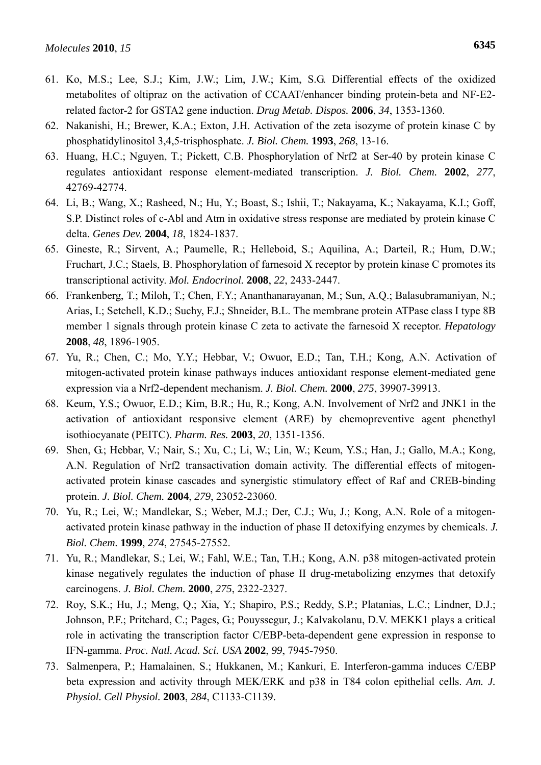61. Ko, M.S.; Lee, S.J.; Kim, J.W.; Lim, J.W.; Kim, S.G. Differential effects of the oxidized metabolites of oltipraz on the activation of CCAAT/enhancer binding protein-beta and NF-E2-related factor-2 for GSTA2 gene induction. *Drug Metab. Dispos.* **2006**, *34*, 1353-1360.
62. Nakanishi, H.; Brewer, K.A.; Exton, J.H. Activation of the zeta isozyme of protein kinase C by phosphatidylinositol 3,4,5-trisphosphate. *J. Biol. Chem.* **1993**, *268*, 13-16.
63. Huang, H.C.; Nguyen, T.; Pickett, C.B. Phosphorylation of Nrf2 at Ser-40 by protein kinase C regulates antioxidant response element-mediated transcription. *J. Biol. Chem.* **2002**, *277*, 42769-42774.
64. Li, B.; Wang, X.; Rasheed, N.; Hu, Y.; Boast, S.; Ishii, T.; Nakayama, K.; Nakayama, K.I.; Goff, S.P. Distinct roles of c-Abl and Atm in oxidative stress response are mediated by protein kinase C delta. *Genes Dev.* **2004**, *18*, 1824-1837.
65. Gineste, R.; Sirvent, A.; Paumelle, R.; Helleboid, S.; Aquilina, A.; Darteil, R.; Hum, D.W.; Fruchart, J.C.; Staels, B. Phosphorylation of farnesoid X receptor by protein kinase C promotes its transcriptional activity. *Mol. Endocrinol.* **2008**, *22*, 2433-2447.
66. Frankenberg, T.; Miloh, T.; Chen, F.Y.; Ananthanarayanan, M.; Sun, A.Q.; Balasubramaniyan, N.; Arias, I.; Setchell, K.D.; Suchy, F.J.; Shneider, B.L. The membrane protein ATPase class I type 8B member 1 signals through protein kinase C zeta to activate the farnesoid X receptor. *Hepatology* **2008**, *48*, 1896-1905.
67. Yu, R.; Chen, C.; Mo, Y.Y.; Hebbar, V.; Owuor, E.D.; Tan, T.H.; Kong, A.N. Activation of mitogen-activated protein kinase pathways induces antioxidant response element-mediated gene expression via a Nrf2-dependent mechanism. *J. Biol. Chem.* **2000**, *275*, 39907-39913.
68. Keum, Y.S.; Owuor, E.D.; Kim, B.R.; Hu, R.; Kong, A.N. Involvement of Nrf2 and JNK1 in the activation of antioxidant responsive element (ARE) by chemopreventive agent phenethyl isothiocyanate (PEITC). *Pharm. Res.* **2003**, *20*, 1351-1356.
69. Shen, G.; Hebbar, V.; Nair, S.; Xu, C.; Li, W.; Lin, W.; Keum, Y.S.; Han, J.; Gallo, M.A.; Kong, A.N. Regulation of Nrf2 transactivation domain activity. The differential effects of mitogen-activated protein kinase cascades and synergistic stimulatory effect of Raf and CREB-binding protein. *J. Biol. Chem.* **2004**, *279*, 23052-23060.
70. Yu, R.; Lei, W.; Mandlekar, S.; Weber, M.J.; Der, C.J.; Wu, J.; Kong, A.N. Role of a mitogen-activated protein kinase pathway in the induction of phase II detoxifying enzymes by chemicals. *J. Biol. Chem.* **1999**, *274*, 27545-27552.
71. Yu, R.; Mandlekar, S.; Lei, W.; Fahl, W.E.; Tan, T.H.; Kong, A.N. p38 mitogen-activated protein kinase negatively regulates the induction of phase II drug-metabolizing enzymes that detoxify carcinogens. *J. Biol. Chem.* **2000**, *275*, 2322-2327.
72. Roy, S.K.; Hu, J.; Meng, Q.; Xia, Y.; Shapiro, P.S.; Reddy, S.P.; Platanias, L.C.; Lindner, D.J.; Johnson, P.F.; Pritchard, C.; Pages, G.; Pouyssegur, J.; Kalvakolanu, D.V. MEKK1 plays a critical role in activating the transcription factor C/EBP-beta-dependent gene expression in response to IFN-gamma. *Proc. Natl. Acad. Sci. USA* **2002**, *99*, 7945-7950.
73. Salmenpera, P.; Hamalainen, S.; Hukkanen, M.; Kankuri, E. Interferon-gamma induces C/EBP beta expression and activity through MEK/ERK and p38 in T84 colon epithelial cells. *Am. J. Physiol. Cell Physiol.* **2003**, *284*, C1133-C1139.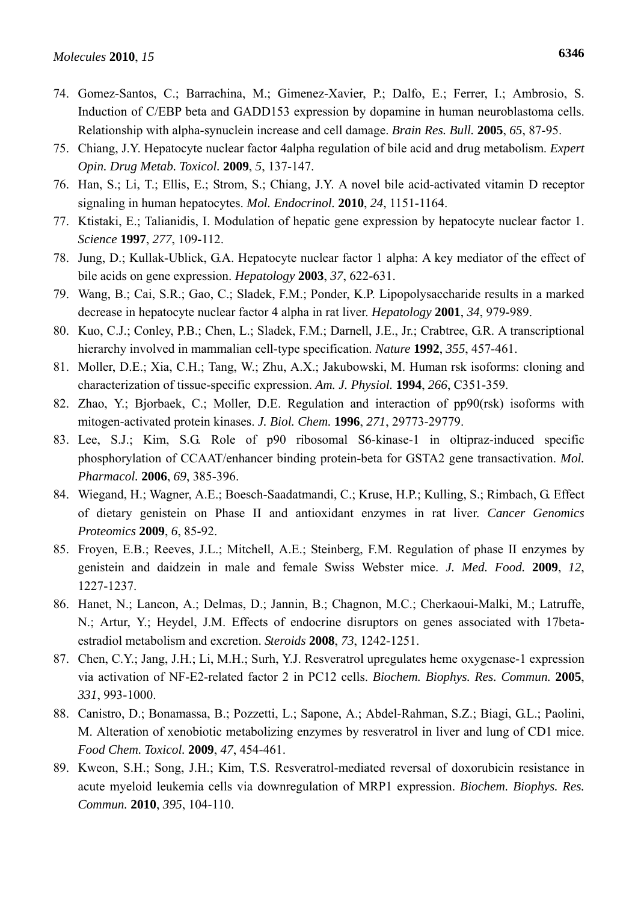74. Gomez-Santos, C.; Barrachina, M.; Gimenez-Xavier, P.; Dalfo, E.; Ferrer, I.; Ambrosio, S. Induction of C/EBP beta and GADD153 expression by dopamine in human neuroblastoma cells. Relationship with alpha-synuclein increase and cell damage. *Brain Res. Bull.* **2005**, *65*, 87-95.
75. Chiang, J.Y. Hepatocyte nuclear factor 4alpha regulation of bile acid and drug metabolism. *Expert Opin. Drug Metab. Toxicol.* **2009**, *5*, 137-147.
76. Han, S.; Li, T.; Ellis, E.; Strom, S.; Chiang, J.Y. A novel bile acid-activated vitamin D receptor signaling in human hepatocytes. *Mol. Endocrinol.* **2010**, *24*, 1151-1164.
77. Ktistaki, E.; Talianidis, I. Modulation of hepatic gene expression by hepatocyte nuclear factor 1. *Science* **1997**, *277*, 109-112.
78. Jung, D.; Kullak-Ublick, G.A. Hepatocyte nuclear factor 1 alpha: A key mediator of the effect of bile acids on gene expression. *Hepatology* **2003**, *37*, 622-631.
79. Wang, B.; Cai, S.R.; Gao, C.; Sladek, F.M.; Ponder, K.P. Lipopolysaccharide results in a marked decrease in hepatocyte nuclear factor 4 alpha in rat liver. *Hepatology* **2001**, *34*, 979-989.
80. Kuo, C.J.; Conley, P.B.; Chen, L.; Sladek, F.M.; Darnell, J.E., Jr.; Crabtree, G.R. A transcriptional hierarchy involved in mammalian cell-type specification. *Nature* **1992**, *355*, 457-461.
81. Moller, D.E.; Xia, C.H.; Tang, W.; Zhu, A.X.; Jakubowski, M. Human rsk isoforms: cloning and characterization of tissue-specific expression. *Am. J. Physiol.* **1994**, *266*, C351-359.
82. Zhao, Y.; Bjorbaek, C.; Moller, D.E. Regulation and interaction of pp90(rsk) isoforms with mitogen-activated protein kinases. *J. Biol. Chem.* **1996**, *271*, 29773-29779.
83. Lee, S.J.; Kim, S.G. Role of p90 ribosomal S6-kinase-1 in oltipraz-induced specific phosphorylation of CCAAT/enhancer binding protein-beta for GSTA2 gene transactivation. *Mol. Pharmacol.* **2006**, *69*, 385-396.
84. Wiegand, H.; Wagner, A.E.; Boesch-Saadatmandi, C.; Kruse, H.P.; Kulling, S.; Rimbach, G. Effect of dietary genistein on Phase II and antioxidant enzymes in rat liver. *Cancer Genomics Proteomics* **2009**, *6*, 85-92.
85. Froyen, E.B.; Reeves, J.L.; Mitchell, A.E.; Steinberg, F.M. Regulation of phase II enzymes by genistein and daidzein in male and female Swiss Webster mice. *J. Med. Food.* **2009**, *12*, 1227-1237.
86. Hanet, N.; Lancon, A.; Delmas, D.; Jannin, B.; Chagnon, M.C.; Cherkaoui-Malki, M.; Latruffe, N.; Artur, Y.; Heydel, J.M. Effects of endocrine disruptors on genes associated with 17beta-estradiol metabolism and excretion. *Steroids* **2008**, *73*, 1242-1251.
87. Chen, C.Y.; Jang, J.H.; Li, M.H.; Surh, Y.J. Resveratrol upregulates heme oxygenase-1 expression via activation of NF-E2-related factor 2 in PC12 cells. *Biochem. Biophys. Res. Commun.* **2005**, *331*, 993-1000.
88. Canistro, D.; Bonamassa, B.; Pozzetti, L.; Sapone, A.; Abdel-Rahman, S.Z.; Biagi, G.L.; Paolini, M. Alteration of xenobiotic metabolizing enzymes by resveratrol in liver and lung of CD1 mice. *Food Chem. Toxicol.* **2009**, *47*, 454-461.
89. Kweon, S.H.; Song, J.H.; Kim, T.S. Resveratrol-mediated reversal of doxorubicin resistance in acute myeloid leukemia cells via downregulation of MRP1 expression. *Biochem. Biophys. Res. Commun.* **2010**, *395*, 104-110.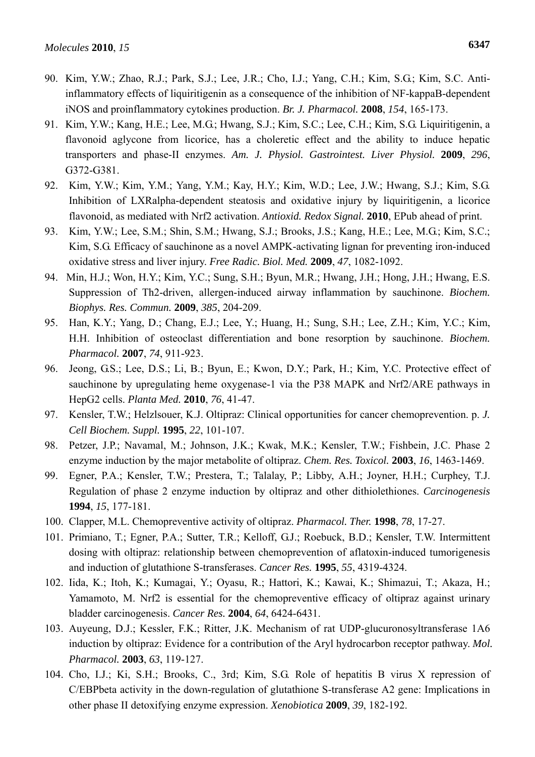90. Kim, Y.W.; Zhao, R.J.; Park, S.J.; Lee, J.R.; Cho, I.J.; Yang, C.H.; Kim, S.G.; Kim, S.C. Anti-inflammatory effects of liquiritigenin as a consequence of the inhibition of NF-kappaB-dependent iNOS and proinflammatory cytokines production. *Br. J. Pharmacol.* **2008**, *154*, 165-173.
91. Kim, Y.W.; Kang, H.E.; Lee, M.G.; Hwang, S.J.; Kim, S.C.; Lee, C.H.; Kim, S.G. Liquiritigenin, a flavonoid aglycone from licorice, has a choleretic effect and the ability to induce hepatic transporters and phase-II enzymes. *Am. J. Physiol. Gastrointest. Liver Physiol.* **2009**, *296*, G372-G381.
92. Kim, Y.W.; Kim, Y.M.; Yang, Y.M.; Kay, H.Y.; Kim, W.D.; Lee, J.W.; Hwang, S.J.; Kim, S.G. Inhibition of LXRalpha-dependent steatosis and oxidative injury by liquiritigenin, a licorice flavonoid, as mediated with Nrf2 activation. *Antioxid. Redox Signal.* **2010**, EPub ahead of print.
93. Kim, Y.W.; Lee, S.M.; Shin, S.M.; Hwang, S.J.; Brooks, J.S.; Kang, H.E.; Lee, M.G.; Kim, S.C.; Kim, S.G. Efficacy of sauchinone as a novel AMPK-activating lignan for preventing iron-induced oxidative stress and liver injury. *Free Radic. Biol. Med.* **2009**, *47*, 1082-1092.
94. Min, H.J.; Won, H.Y.; Kim, Y.C.; Sung, S.H.; Byun, M.R.; Hwang, J.H.; Hong, J.H.; Hwang, E.S. Suppression of Th2-driven, allergen-induced airway inflammation by sauchinone. *Biochem. Biophys. Res. Commun.* **2009**, *385*, 204-209.
95. Han, K.Y.; Yang, D.; Chang, E.J.; Lee, Y.; Huang, H.; Sung, S.H.; Lee, Z.H.; Kim, Y.C.; Kim, H.H. Inhibition of osteoclast differentiation and bone resorption by sauchinone. *Biochem. Pharmacol.* **2007**, *74*, 911-923.
96. Jeong, G.S.; Lee, D.S.; Li, B.; Byun, E.; Kwon, D.Y.; Park, H.; Kim, Y.C. Protective effect of sauchinone by upregulating heme oxygenase-1 via the P38 MAPK and Nrf2/ARE pathways in HepG2 cells. *Planta Med.* **2010**, *76*, 41-47.
97. Kensler, T.W.; Helzlsouer, K.J. Oltipraz: Clinical opportunities for cancer chemoprevention. p. *J. Cell Biochem. Suppl.* **1995**, *22*, 101-107.
98. Petzer, J.P.; Navamal, M.; Johnson, J.K.; Kwak, M.K.; Kensler, T.W.; Fishbein, J.C. Phase 2 enzyme induction by the major metabolite of oltipraz. *Chem. Res. Toxicol.* **2003**, *16*, 1463-1469.
99. Egner, P.A.; Kensler, T.W.; Prestera, T.; Talalay, P.; Libby, A.H.; Joyner, H.H.; Curphey, T.J. Regulation of phase 2 enzyme induction by oltipraz and other dithiolethiones. *Carcinogenesis* **1994**, *15*, 177-181.
100. Clapper, M.L. Chemopreventive activity of oltipraz. *Pharmacol. Ther.* **1998**, *78*, 17-27.
101. Primiano, T.; Egner, P.A.; Sutter, T.R.; Kelloff, G.J.; Roebuck, B.D.; Kensler, T.W. Intermittent dosing with oltipraz: relationship between chemoprevention of aflatoxin-induced tumorigenesis and induction of glutathione S-transferases. *Cancer Res.* **1995**, *55*, 4319-4324.
102. Iida, K.; Itoh, K.; Kumagai, Y.; Oyasu, R.; Hattori, K.; Kawai, K.; Shimazui, T.; Akaza, H.; Yamamoto, M. Nrf2 is essential for the chemopreventive efficacy of oltipraz against urinary bladder carcinogenesis. *Cancer Res.* **2004**, *64*, 6424-6431.
103. Auyeung, D.J.; Kessler, F.K.; Ritter, J.K. Mechanism of rat UDP-glucuronosyltransferase 1A6 induction by oltipraz: Evidence for a contribution of the Aryl hydrocarbon receptor pathway. *Mol. Pharmacol.* **2003**, *63*, 119-127.
104. Cho, I.J.; Ki, S.H.; Brooks, C., 3rd; Kim, S.G. Role of hepatitis B virus X repression of C/EBPbeta activity in the down-regulation of glutathione S-transferase A2 gene: Implications in other phase II detoxifying enzyme expression. *Xenobiotica* **2009**, *39*, 182-192.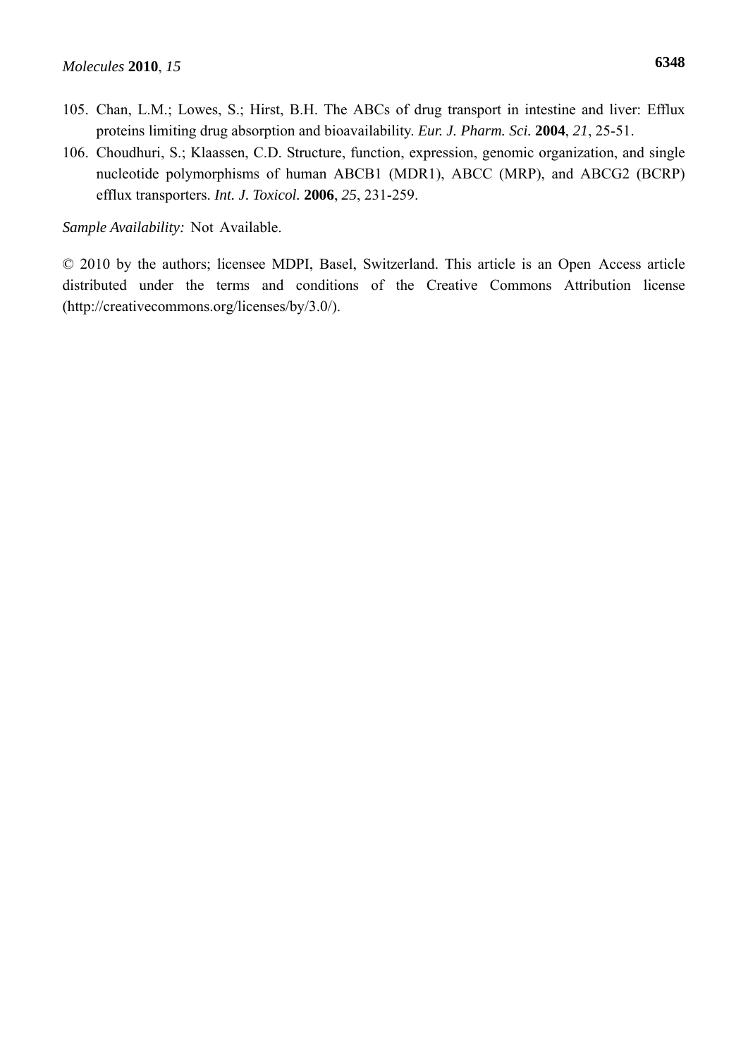105. Chan, L.M.; Lowes, S.; Hirst, B.H. The ABCs of drug transport in intestine and liver: Efflux proteins limiting drug absorption and bioavailability. *Eur. J. Pharm. Sci.* **2004**, *21*, 25-51.
106. Choudhuri, S.; Klaassen, C.D. Structure, function, expression, genomic organization, and single nucleotide polymorphisms of human ABCB1 (MDR1), ABCC (MRP), and ABCG2 (BCRP) efflux transporters. *Int. J. Toxicol.* **2006**, *25*, 231-259.

*Sample Availability:* Not Available.

© 2010 by the authors; licensee MDPI, Basel, Switzerland. This article is an Open Access article distributed under the terms and conditions of the Creative Commons Attribution license (http://creativecommons.org/licenses/by/3.0/).